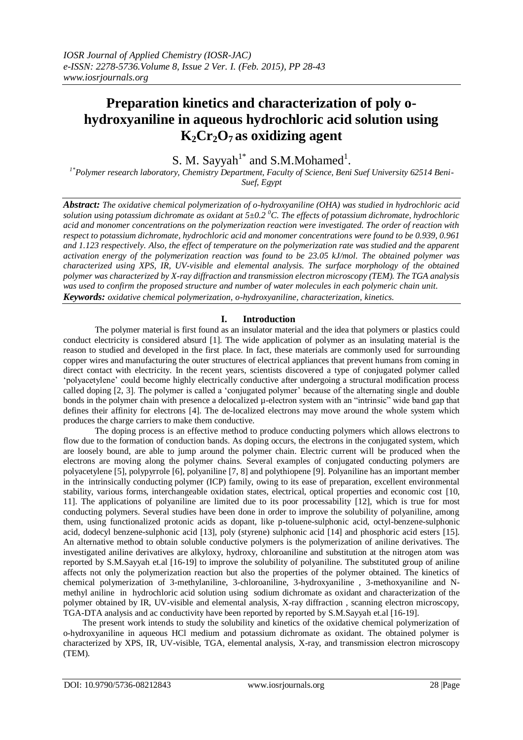# Preparation kinetics and characterization of poly o-hydroxyaniline in aqueous hydrochloric acid solution using $K_2Cr_2O_7$ as oxidizing agent

S. M. Sayyah[1*] and S.M.Mohamed[1].

[1*]*Polymer research laboratory, Chemistry Department, Faculty of Science, Beni Suef University 62514 Beni-Suef, Egypt*

***Abstract:*** *The oxidative chemical polymerization of o-hydroxyaniline (OHA) was studied in hydrochloric acid solution using potassium dichromate as oxidant at 5±0.2 $^0$C. The effects of potassium dichromate, hydrochloric acid and monomer concentrations on the polymerization reaction were investigated. The order of reaction with respect to potassium dichromate, hydrochloric acid and monomer concentrations were found to be 0.939, 0.961 and 1.123 respectively. Also, the effect of temperature on the polymerization rate was studied and the apparent activation energy of the polymerization reaction was found to be 23.05 kJ/mol. The obtained polymer was characterized using XPS, IR, UV-visible and elemental analysis. The surface morphology of the obtained polymer was characterized by X-ray diffraction and transmission electron microscopy (TEM). The TGA analysis was used to confirm the proposed structure and number of water molecules in each polymeric chain unit.*

***Keywords:*** *oxidative chemical polymerization, o-hydroxyaniline, characterization, kinetics.*

## I. Introduction

The polymer material is first found as an insulator material and the idea that polymers or plastics could conduct electricity is considered absurd [1]. The wide application of polymer as an insulating material is the reason to studied and developed in the first place. In fact, these materials are commonly used for surrounding copper wires and manufacturing the outer structures of electrical appliances that prevent humans from coming in direct contact with electricity. In the recent years, scientists discovered a type of conjugated polymer called 'polyacetylene' could become highly electrically conductive after undergoing a structural modification process called doping [2, 3]. The polymer is called a 'conjugated polymer' because of the alternating single and double bonds in the polymer chain with presence a delocalized µ-electron system with an "intrinsic" wide band gap that defines their affinity for electrons [4]. The de-localized electrons may move around the whole system which produces the charge carriers to make them conductive.

The doping process is an effective method to produce conducting polymers which allows electrons to flow due to the formation of conduction bands. As doping occurs, the electrons in the conjugated system, which are loosely bound, are able to jump around the polymer chain. Electric current will be produced when the electrons are moving along the polymer chains. Several examples of conjugated conducting polymers are polyacetylene [5], polypyrrole [6], polyaniline [7, 8] and polythiopene [9]. Polyaniline has an important member in the intrinsically conducting polymer (ICP) family, owing to its ease of preparation, excellent environmental stability, various forms, interchangeable oxidation states, electrical, optical properties and economic cost [10, 11]. The applications of polyaniline are limited due to its poor processability [12], which is true for most conducting polymers. Several studies have been done in order to improve the solubility of polyaniline, among them, using functionalized protonic acids as dopant, like p-toluene-sulphonic acid, octyl-benzene-sulphonic acid, dodecyl benzene-sulphonic acid [13], poly (styrene) sulphonic acid [14] and phosphoric acid esters [15]. An alternative method to obtain soluble conductive polymers is the polymerization of aniline derivatives. The investigated aniline derivatives are alkyloxy, hydroxy, chloroaniline and substitution at the nitrogen atom was reported by S.M.Sayyah et.al [16-19] to improve the solubility of polyaniline. The substituted group of aniline affects not only the polymerization reaction but also the properties of the polymer obtained. The kinetics of chemical polymerization of 3-methylaniline, 3-chloroaniline, 3-hydroxyaniline , 3-methoxyaniline and N-methyl aniline in hydrochloric acid solution using sodium dichromate as oxidant and characterization of the polymer obtained by IR, UV-visible and elemental analysis, X-ray diffraction , scanning electron microscopy, TGA-DTA analysis and ac conductivity have been reported by reported by S.M.Sayyah et.al [16-19].

The present work intends to study the solubility and kinetics of the oxidative chemical polymerization of o-hydroxyaniline in aqueous HCl medium and potassium dichromate as oxidant. The obtained polymer is characterized by XPS, IR, UV-visible, TGA, elemental analysis, X-ray, and transmission electron microscopy (TEM).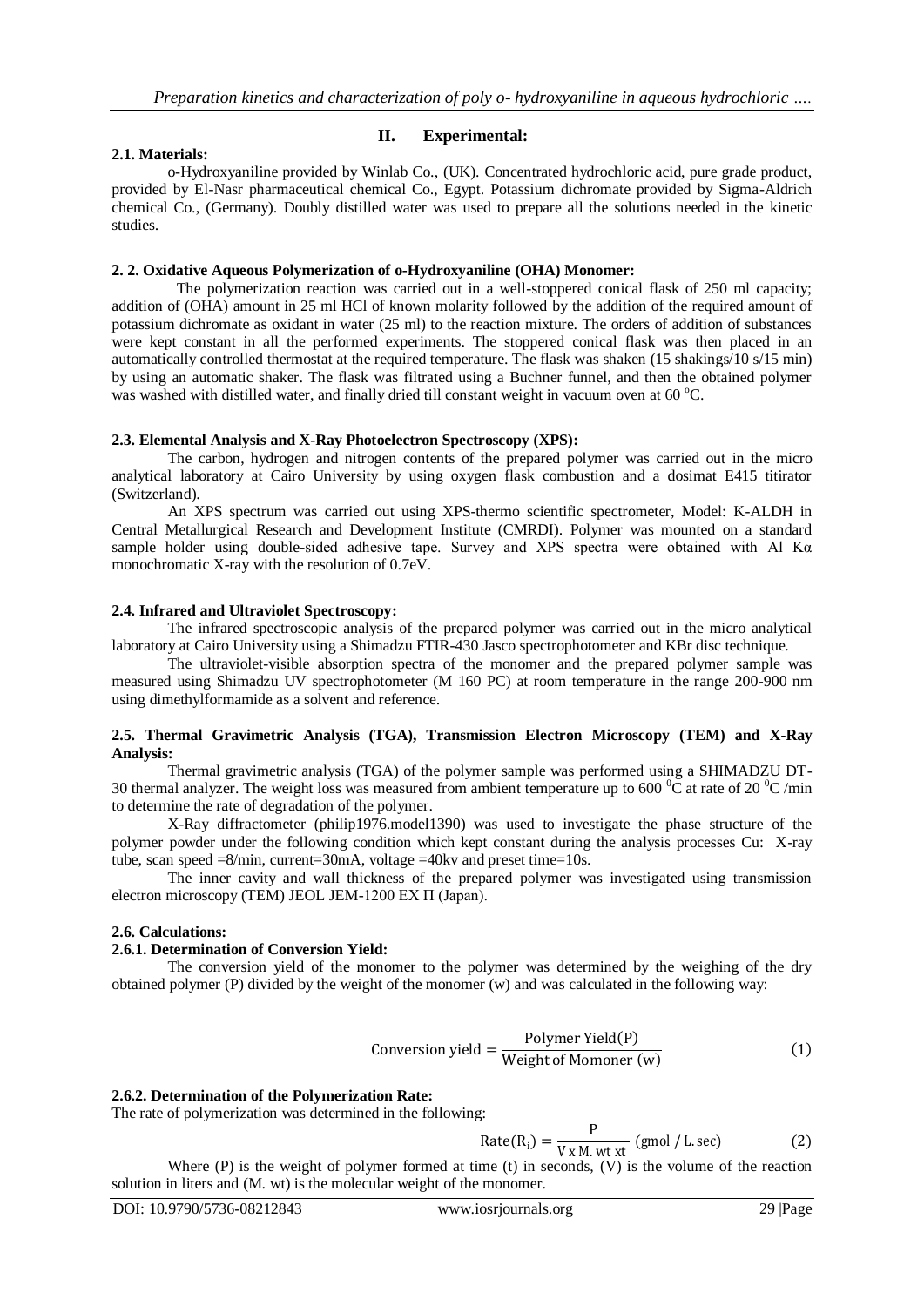## II. Experimental:

### 2.1. Materials:

o-Hydroxyaniline provided by Winlab Co., (UK). Concentrated hydrochloric acid, pure grade product, provided by El-Nasr pharmaceutical chemical Co., Egypt. Potassium dichromate provided by Sigma-Aldrich chemical Co., (Germany). Doubly distilled water was used to prepare all the solutions needed in the kinetic studies.

### 2. 2. Oxidative Aqueous Polymerization of o-Hydroxyaniline (OHA) Monomer:

The polymerization reaction was carried out in a well-stoppered conical flask of 250 ml capacity; addition of (OHA) amount in 25 ml HCl of known molarity followed by the addition of the required amount of potassium dichromate as oxidant in water (25 ml) to the reaction mixture. The orders of addition of substances were kept constant in all the performed experiments. The stoppered conical flask was then placed in an automatically controlled thermostat at the required temperature. The flask was shaken (15 shakings/10 s/15 min) by using an automatic shaker. The flask was filtrated using a Buchner funnel, and then the obtained polymer was washed with distilled water, and finally dried till constant weight in vacuum oven at 60 $^{o}$C.

### 2.3. Elemental Analysis and X-Ray Photoelectron Spectroscopy (XPS):

The carbon, hydrogen and nitrogen contents of the prepared polymer was carried out in the micro analytical laboratory at Cairo University by using oxygen flask combustion and a dosimat E415 titirator (Switzerland).

An XPS spectrum was carried out using XPS-thermo scientific spectrometer, Model: K-ALDH in Central Metallurgical Research and Development Institute (CMRDI). Polymer was mounted on a standard sample holder using double-sided adhesive tape. Survey and XPS spectra were obtained with Al Kα monochromatic X-ray with the resolution of 0.7eV.

### 2.4. Infrared and Ultraviolet Spectroscopy:

The infrared spectroscopic analysis of the prepared polymer was carried out in the micro analytical laboratory at Cairo University using a Shimadzu FTIR-430 Jasco spectrophotometer and KBr disc technique.

The ultraviolet-visible absorption spectra of the monomer and the prepared polymer sample was measured using Shimadzu UV spectrophotometer (M 160 PC) at room temperature in the range 200-900 nm using dimethylformamide as a solvent and reference.

### 2.5. Thermal Gravimetric Analysis (TGA), Transmission Electron Microscopy (TEM) and X-Ray Analysis:

Thermal gravimetric analysis (TGA) of the polymer sample was performed using a SHIMADZU DT-30 thermal analyzer. The weight loss was measured from ambient temperature up to 600 $^{0}$C at rate of 20 $^{0}$C /min to determine the rate of degradation of the polymer.

X-Ray diffractometer (philip1976.model1390) was used to investigate the phase structure of the polymer powder under the following condition which kept constant during the analysis processes Cu: X-ray tube, scan speed =8/min, current=30mA, voltage =40kv and preset time=10s.

The inner cavity and wall thickness of the prepared polymer was investigated using transmission electron microscopy (TEM) JEOL JEM-1200 EX Π (Japan).

### 2.6. Calculations:

#### 2.6.1. Determination of Conversion Yield:

The conversion yield of the monomer to the polymer was determined by the weighing of the dry obtained polymer (P) divided by the weight of the monomer (w) and was calculated in the following way:

$$\text{Conversion yield} = \frac{\text{Polymer Yield(P)}}{\text{Weight of Momoner (w)}} \tag{1}$$

#### 2.6.2. Determination of the Polymerization Rate:

The rate of polymerization was determined in the following:

$$\text{Rate}(R_i) = \frac{P}{V \times M.\,wt\, x t} \text{ (gmol / L.sec)} \tag{2}$$

Where (P) is the weight of polymer formed at time (t) in seconds, (V) is the volume of the reaction solution in liters and (M. wt) is the molecular weight of the monomer.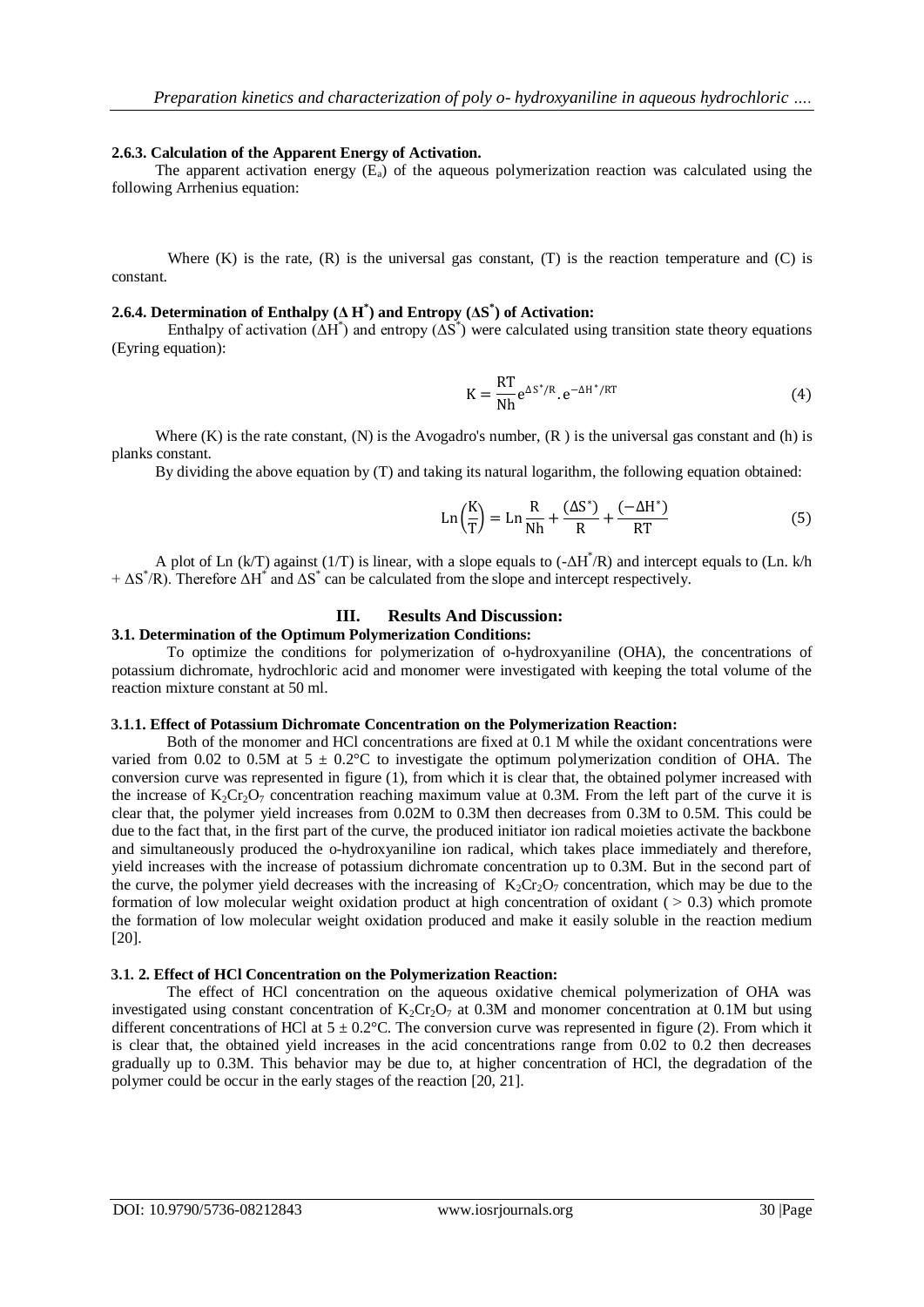#### 2.6.3. Calculation of the Apparent Energy of Activation.

The apparent activation energy ($E_a$) of the aqueous polymerization reaction was calculated using the following Arrhenius equation:

Where (K) is the rate, (R) is the universal gas constant, (T) is the reaction temperature and (C) is constant.

#### 2.6.4. Determination of Enthalpy ($\Delta H^*$) and Entropy ($\Delta S^*$) of Activation:

Enthalpy of activation ($\Delta H^*$) and entropy ($\Delta S^*$) were calculated using transition state theory equations (Eyring equation):

$$K = \frac{RT}{Nh} e^{\Delta S^*/R} . e^{-\Delta H^*/RT} \tag{4}$$

Where (K) is the rate constant, (N) is the Avogadro's number, (R ) is the universal gas constant and (h) is planks constant.

By dividing the above equation by (T) and taking its natural logarithm, the following equation obtained:

$$\text{Ln}\left(\frac{K}{T}\right) = \text{Ln}\frac{R}{Nh} + \frac{(\Delta S^*)}{R} + \frac{(-\Delta H^*)}{RT} \tag{5}$$

A plot of Ln (k/T) against (1/T) is linear, with a slope equals to ($-\Delta H^*/R$) and intercept equals to (Ln. k/h + $\Delta S^*/R$). Therefore $\Delta H^*$ and $\Delta S^*$ can be calculated from the slope and intercept respectively.

## III. Results And Discussion:

### 3.1. Determination of the Optimum Polymerization Conditions:

To optimize the conditions for polymerization of o-hydroxyaniline (OHA), the concentrations of potassium dichromate, hydrochloric acid and monomer were investigated with keeping the total volume of the reaction mixture constant at 50 ml.

#### 3.1.1. Effect of Potassium Dichromate Concentration on the Polymerization Reaction:

Both of the monomer and HCl concentrations are fixed at 0.1 M while the oxidant concentrations were varied from 0.02 to 0.5M at 5 ± 0.2°C to investigate the optimum polymerization condition of OHA. The conversion curve was represented in figure (1), from which it is clear that, the obtained polymer increased with the increase of $K_2Cr_2O_7$ concentration reaching maximum value at 0.3M. From the left part of the curve it is clear that, the polymer yield increases from 0.02M to 0.3M then decreases from 0.3M to 0.5M. This could be due to the fact that, in the first part of the curve, the produced initiator ion radical moieties activate the backbone and simultaneously produced the o-hydroxyaniline ion radical, which takes place immediately and therefore, yield increases with the increase of potassium dichromate concentration up to 0.3M. But in the second part of the curve, the polymer yield decreases with the increasing of $K_2Cr_2O_7$ concentration, which may be due to the formation of low molecular weight oxidation product at high concentration of oxidant ( > 0.3) which promote the formation of low molecular weight oxidation produced and make it easily soluble in the reaction medium [20].

#### 3.1. 2. Effect of HCl Concentration on the Polymerization Reaction:

The effect of HCl concentration on the aqueous oxidative chemical polymerization of OHA was investigated using constant concentration of $K_2Cr_2O_7$ at 0.3M and monomer concentration at 0.1M but using different concentrations of HCl at 5 ± 0.2°C. The conversion curve was represented in figure (2). From which it is clear that, the obtained yield increases in the acid concentrations range from 0.02 to 0.2 then decreases gradually up to 0.3M. This behavior may be due to, at higher concentration of HCl, the degradation of the polymer could be occur in the early stages of the reaction [20, 21].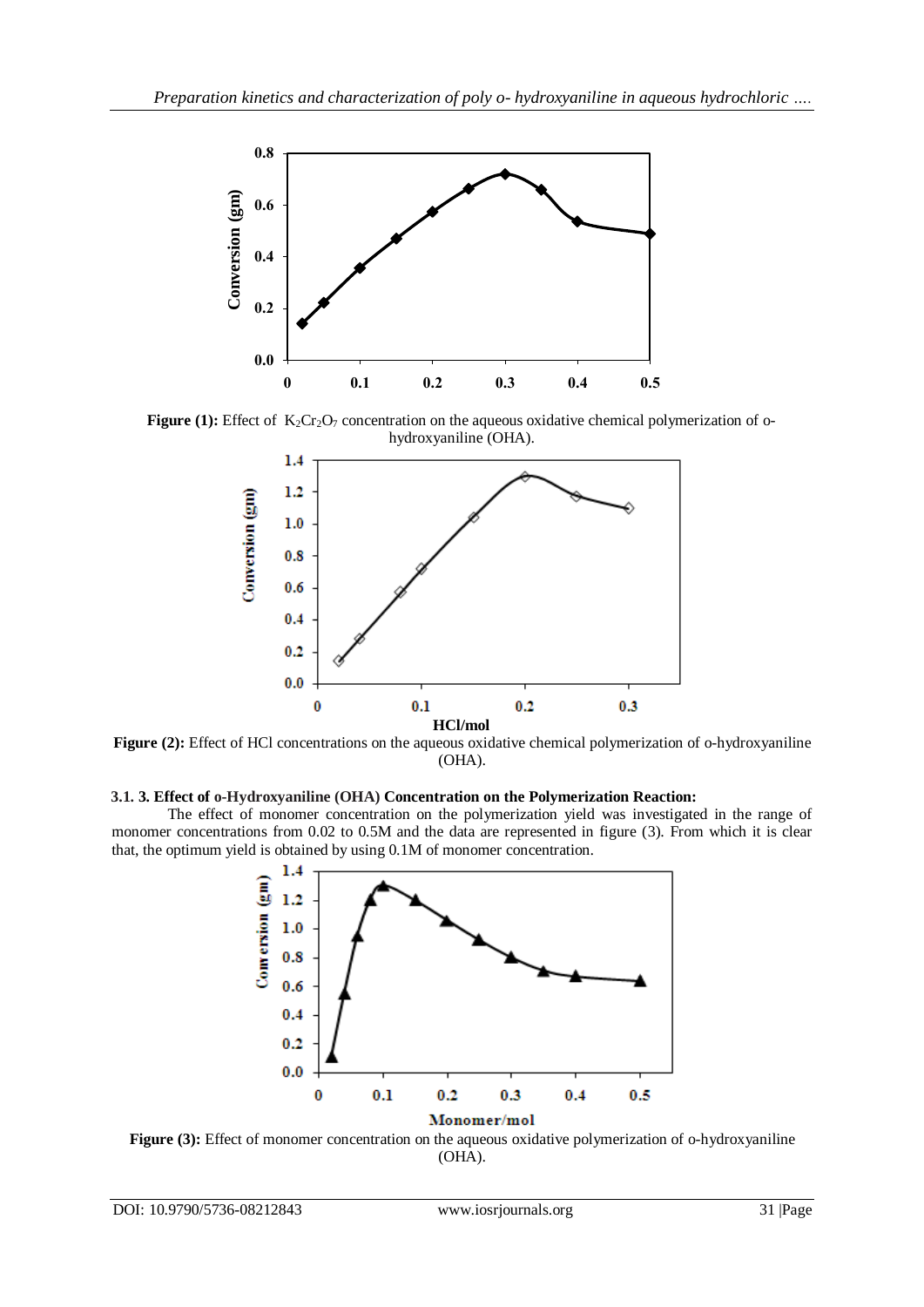**Figure (1):** Effect of $K_2Cr_2O_7$ concentration on the aqueous oxidative chemical polymerization of o-hydroxyaniline (OHA).

**Figure (2):** Effect of HCl concentrations on the aqueous oxidative chemical polymerization of o-hydroxyaniline (OHA).

### 3.1. 3. Effect of o-Hydroxyaniline (OHA) Concentration on the Polymerization Reaction:

The effect of monomer concentration on the polymerization yield was investigated in the range of monomer concentrations from 0.02 to 0.5M and the data are represented in figure (3). From which it is clear that, the optimum yield is obtained by using 0.1M of monomer concentration.

**Figure (3):** Effect of monomer concentration on the aqueous oxidative polymerization of o-hydroxyaniline (OHA).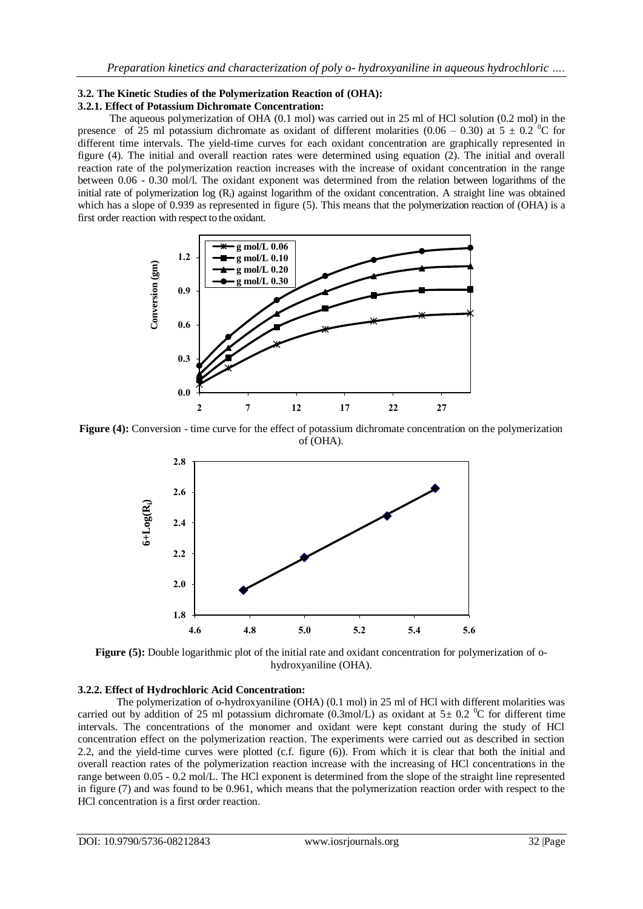### 3.2. The Kinetic Studies of the Polymerization Reaction of (OHA):

#### 3.2.1. Effect of Potassium Dichromate Concentration:

The aqueous polymerization of OHA (0.1 mol) was carried out in 25 ml of HCl solution (0.2 mol) in the presence of 25 ml potassium dichromate as oxidant of different molarities (0.06 – 0.30) at 5 ± 0.2 $^0$C for different time intervals. The yield-time curves for each oxidant concentration are graphically represented in figure (4). The initial and overall reaction rates were determined using equation (2). The initial and overall reaction rate of the polymerization reaction increases with the increase of oxidant concentration in the range between 0.06 - 0.30 mol/l. The oxidant exponent was determined from the relation between logarithms of the initial rate of polymerization log ($R_i$) against logarithm of the oxidant concentration. A straight line was obtained which has a slope of 0.939 as represented in figure (5). This means that the polymerization reaction of (OHA) is a first order reaction with respect to the oxidant.

**Figure (4):** Conversion - time curve for the effect of potassium dichromate concentration on the polymerization of (OHA).

**Figure (5):** Double logarithmic plot of the initial rate and oxidant concentration for polymerization of o-hydroxyaniline (OHA).

#### 3.2.2. Effect of Hydrochloric Acid Concentration:

The polymerization of o-hydroxyaniline (OHA) (0.1 mol) in 25 ml of HCl with different molarities was carried out by addition of 25 ml potassium dichromate (0.3mol/L) as oxidant at 5± 0.2 $^0$C for different time intervals. The concentrations of the monomer and oxidant were kept constant during the study of HCl concentration effect on the polymerization reaction. The experiments were carried out as described in section 2.2, and the yield-time curves were plotted (c.f. figure (6)). From which it is clear that both the initial and overall reaction rates of the polymerization reaction increase with the increasing of HCl concentrations in the range between 0.05 - 0.2 mol/L. The HCl exponent is determined from the slope of the straight line represented in figure (7) and was found to be 0.961, which means that the polymerization reaction order with respect to the HCl concentration is a first order reaction.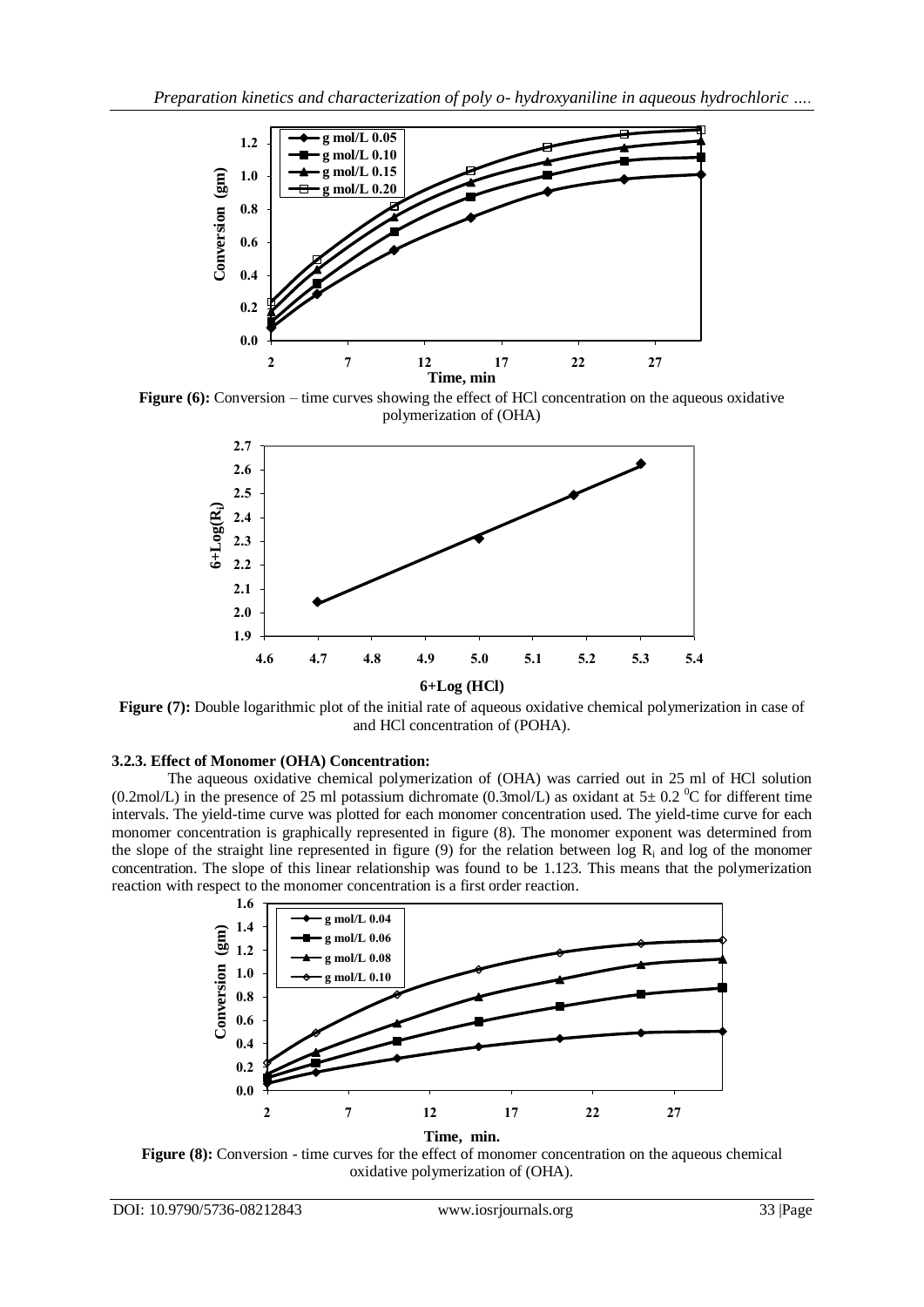**Figure (6):** Conversion – time curves showing the effect of HCl concentration on the aqueous oxidative polymerization of (OHA)

**Figure (7):** Double logarithmic plot of the initial rate of aqueous oxidative chemical polymerization in case of and HCl concentration of (POHA).

### 3.2.3. Effect of Monomer (OHA) Concentration:

The aqueous oxidative chemical polymerization of (OHA) was carried out in 25 ml of HCl solution (0.2mol/L) in the presence of 25 ml potassium dichromate (0.3mol/L) as oxidant at $5\pm 0.2\ ^0$C for different time intervals. The yield-time curve was plotted for each monomer concentration used. The yield-time curve for each monomer concentration is graphically represented in figure (8). The monomer exponent was determined from the slope of the straight line represented in figure (9) for the relation between log $R_i$ and log of the monomer concentration. The slope of this linear relationship was found to be 1.123. This means that the polymerization reaction with respect to the monomer concentration is a first order reaction.

**Figure (8):** Conversion - time curves for the effect of monomer concentration on the aqueous chemical oxidative polymerization of (OHA).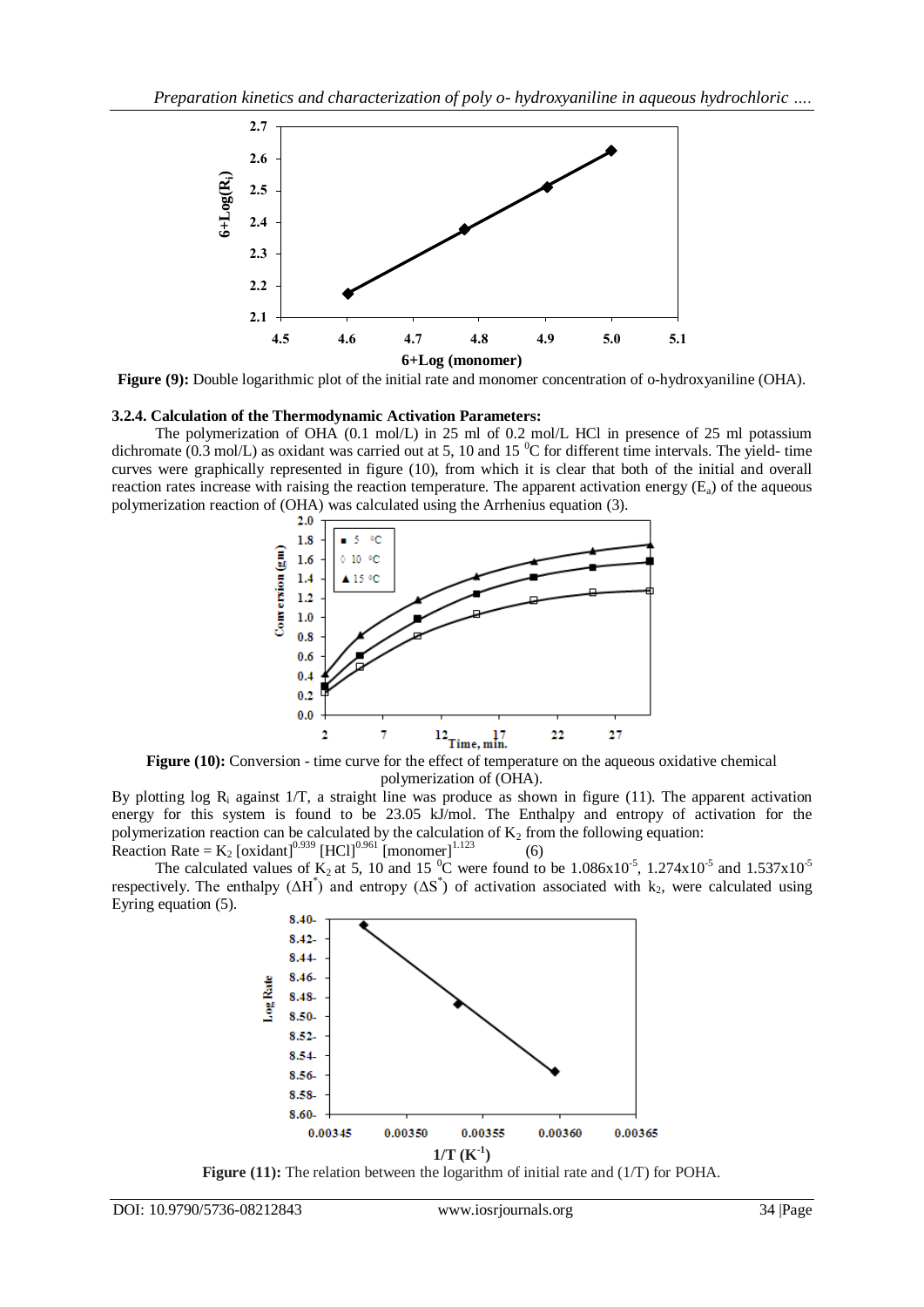**Figure (9):** Double logarithmic plot of the initial rate and monomer concentration of o-hydroxyaniline (OHA).

### 3.2.4. Calculation of the Thermodynamic Activation Parameters:

The polymerization of OHA (0.1 mol/L) in 25 ml of 0.2 mol/L HCl in presence of 25 ml potassium dichromate (0.3 mol/L) as oxidant was carried out at 5, 10 and 15 $^0$C for different time intervals. The yield- time curves were graphically represented in figure (10), from which it is clear that both of the initial and overall reaction rates increase with raising the reaction temperature. The apparent activation energy ($E_a$) of the aqueous polymerization reaction of (OHA) was calculated using the Arrhenius equation (3).

**Figure (10):** Conversion - time curve for the effect of temperature on the aqueous oxidative chemical polymerization of (OHA).

By plotting log $R_i$ against 1/T, a straight line was produce as shown in figure (11). The apparent activation energy for this system is found to be 23.05 kJ/mol. The Enthalpy and entropy of activation for the polymerization reaction can be calculated by the calculation of $K_2$ from the following equation:

$$\text{Reaction Rate} = K_2\,[\text{oxidant}]^{0.939}\,[\text{HCl}]^{0.961}\,[\text{monomer}]^{1.123} \qquad (6)$$

The calculated values of $K_2$ at 5, 10 and 15 $^0$C were found to be $1.086\text{x}10^{-5}$, $1.274\text{x}10^{-5}$ and $1.537\text{x}10^{-5}$ respectively. The enthalpy ($\Delta H^*$) and entropy ($\Delta S^*$) of activation associated with $k_2$, were calculated using Eyring equation (5).

**Figure (11):** The relation between the logarithm of initial rate and (1/T) for POHA.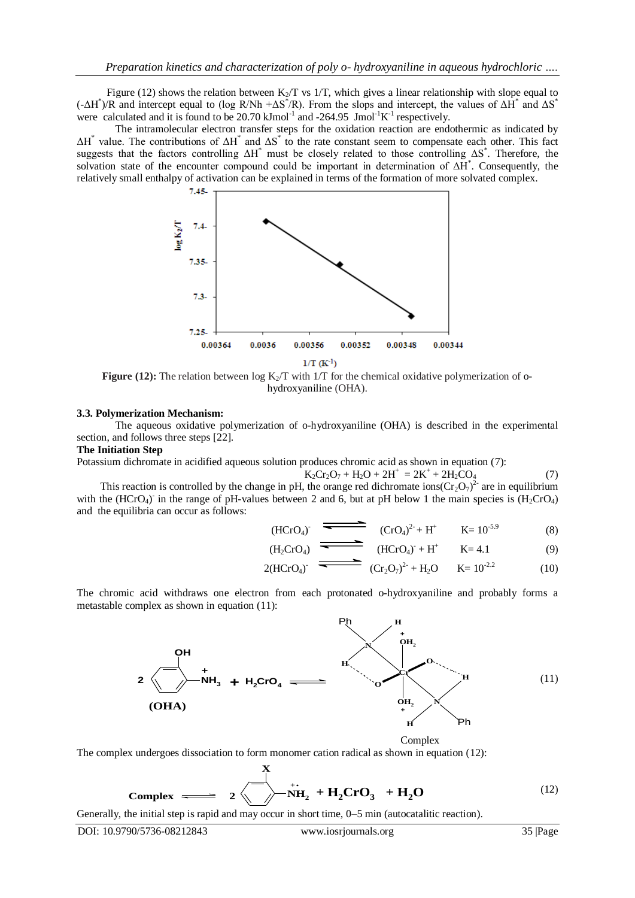Figure (12) shows the relation between $K_2/T$ vs $1/T$, which gives a linear relationship with slope equal to $(-\Delta H^*)/R$ and intercept equal to $(\log R/Nh + \Delta S^*/R)$. From the slops and intercept, the values of $\Delta H^*$ and $\Delta S^*$ were calculated and it is found to be 20.70 $kJmol^{-1}$ and -264.95 $Jmol^{-1}K^{-1}$ respectively.

The intramolecular electron transfer steps for the oxidation reaction are endothermic as indicated by $\Delta H^*$ value. The contributions of $\Delta H^*$ and $\Delta S^*$ to the rate constant seem to compensate each other. This fact suggests that the factors controlling $\Delta H^*$ must be closely related to those controlling $\Delta S^*$. Therefore, the solvation state of the encounter compound could be important in determination of $\Delta H^*$. Consequently, the relatively small enthalpy of activation can be explained in terms of the formation of more solvated complex.

**Figure (12):** The relation between log $K_2/T$ with $1/T$ for the chemical oxidative polymerization of o-hydroxyaniline (OHA).

### 3.3. Polymerization Mechanism:

The aqueous oxidative polymerization of o-hydroxyaniline (OHA) is described in the experimental section, and follows three steps [22].

**The Initiation Step**

Potassium dichromate in acidified aqueous solution produces chromic acid as shown in equation (7):

$$K_2Cr_2O_7 + H_2O + 2H^+ = 2K^+ + 2H_2CrO_4 \quad (7)$$

This reaction is controlled by the change in pH, the orange red dichromate ions$(Cr_2O_7)^{2-}$ are in equilibrium with the $(HCrO_4)^-$ in the range of pH-values between 2 and 6, but at pH below 1 the main species is $(H_2CrO_4)$ and the equilibria can occur as follows:

$$(HCrO_4)^- \rightleftharpoons (CrO_4)^{2-} + H^+ \qquad K = 10^{-5.9} \quad (8)$$

$$(H_2CrO_4) \rightleftharpoons (HCrO_4)^- + H^+ \qquad K = 4.1 \quad (9)$$

$$2(HCrO_4)^- \rightleftharpoons (Cr_2O_7)^{2-} + H_2O \qquad K = 10^{-2.2} \quad (10)$$

The chromic acid withdraws one electron from each protonated o-hydroxyaniline and probably forms a metastable complex as shown in equation (11):

$$2\ \text{(OHA)} + H_2CrO_4 \rightleftharpoons \text{Complex} \quad (11)$$

Complex

The complex undergoes dissociation to form monomer cation radical as shown in equation (12):

$$\text{Complex} \rightleftharpoons 2\ X\text{-}C_6H_4\text{-}\dot{N}H_2^{+} + H_2CrO_3 + H_2O \quad (12)$$

Generally, the initial step is rapid and may occur in short time, 0–5 min (autocatalitic reaction).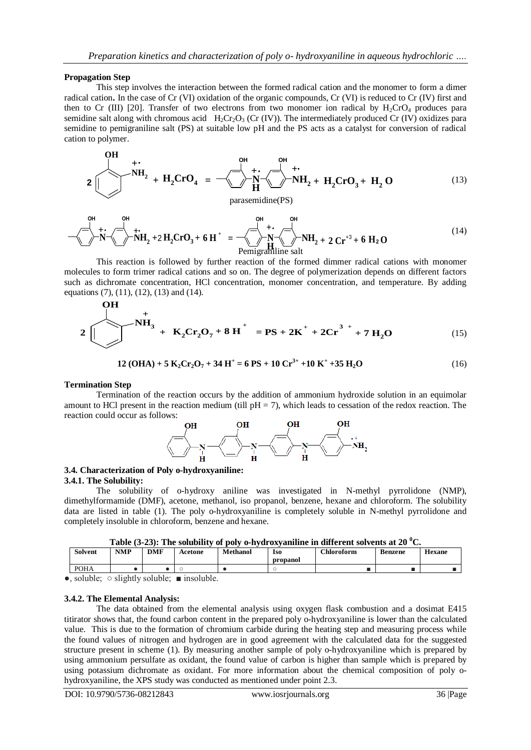**Propagation Step**

This step involves the interaction between the formed radical cation and the monomer to form a dimer radical cation**.** In the case of Cr (VI) oxidation of the organic compounds, Cr (VI) is reduced to Cr (IV) first and then to Cr (III) [20]. Transfer of two electrons from two monomer ion radical by $H_2CrO_4$ produces para semidine salt along with chromous acid $H_2Cr_2O_3$ (Cr (IV)). The intermediately produced Cr (IV) oxidizes para semidine to pemigraniline salt (PS) at suitable low pH and the PS acts as a catalyst for conversion of radical cation to polymer.

$$2\,(\text{o-HO-}C_6H_4\text{-}NH_2^{+\bullet}) + H_2CrO_4 = \text{-}C_6H_3(OH)\text{-}\overset{+\bullet}{N}H\text{-}C_6H_3(OH)\text{-}NH_2^{+\bullet} + H_2CrO_3 + H_2O \quad (13)$$

parasemidine(PS)

$$\text{-}C_6H_3(OH)\text{-}\overset{+\bullet}{N}\text{-}C_6H_3(OH)\text{-}\overset{+\bullet}{N}H_2 + 2\,H_2CrO_3 + 6\,H^+ = \text{-}C_6H_3(OH)\text{-}\overset{+\bullet}{N}H\text{-}C_6H_3(OH)\text{-}NH_2 + 2\,Cr^{+3} + 6\,H_2O \quad (14)$$

Pemigraniline salt

This reaction is followed by further reaction of the formed dimmer radical cations with monomer molecules to form trimer radical cations and so on. The degree of polymerization depends on different factors such as dichromate concentration, HCl concentration, monomer concentration, and temperature. By adding equations (7), (11), (12), (13) and (14).

$$2\,(\text{o-HO-}C_6H_4\text{-}NH_3^{+}) + K_2Cr_2O_7 + 8\,H^+ = PS + 2K^+ + 2Cr^{3+} + 7\,H_2O \quad (15)$$

$$12\,(OHA) + 5\,K_2Cr_2O_7 + 34\,H^+ = 6\,PS + 10\,Cr^{3+} + 10\,K^+ + 35\,H_2O \quad (16)$$

**Termination Step**

Termination of the reaction occurs by the addition of ammonium hydroxide solution in an equimolar amount to HCl present in the reaction medium (till pH = 7), which leads to cessation of the redox reaction. The reaction could occur as follows:

$$C_6H_4(OH)\text{-}NH\text{-}C_6H_3(OH)\text{-}NH\text{-}C_6H_3(OH)\text{-}NH\text{-}C_6H_3(OH)\text{-}NH_2^{\bullet+}$$

### 3.4. Characterization of Poly o-hydroxyaniline:

#### 3.4.1. The Solubility:

The solubility of o-hydroxy aniline was investigated in N-methyl pyrrolidone (NMP), dimethylformamide (DMF), acetone, methanol, iso propanol, benzene, hexane and chloroform. The solubility data are listed in table (1). The poly o-hydroxyaniline is completely soluble in N-methyl pyrrolidone and completely insoluble in chloroform, benzene and hexane.

**Table (3-23): The solubility of poly o-hydroxyaniline in different solvents at 20 $^0$C.**

| Solvent | NMP | DMF | Acetone | Methanol | Iso propanol | Chloroform | Benzene | Hexane |
|---|---|---|---|---|---|---|---|---|
| POHA | ● | ● | ○ | ● | ○ | ■ | ■ | ■ |

●, soluble; ○ slightly soluble; ■ insoluble.

#### 3.4.2. The Elemental Analysis:

The data obtained from the elemental analysis using oxygen flask combustion and a dosimat E415 titirator shows that, the found carbon content in the prepared poly o-hydroxyaniline is lower than the calculated value. This is due to the formation of chromium carbide during the heating step and measuring process while the found values of nitrogen and hydrogen are in good agreement with the calculated data for the suggested structure present in scheme (1). By measuring another sample of poly o-hydroxyaniline which is prepared by using ammonium persulfate as oxidant, the found value of carbon is higher than sample which is prepared by using potassium dichromate as oxidant. For more information about the chemical composition of poly o-hydroxyaniline, the XPS study was conducted as mentioned under point 2.3.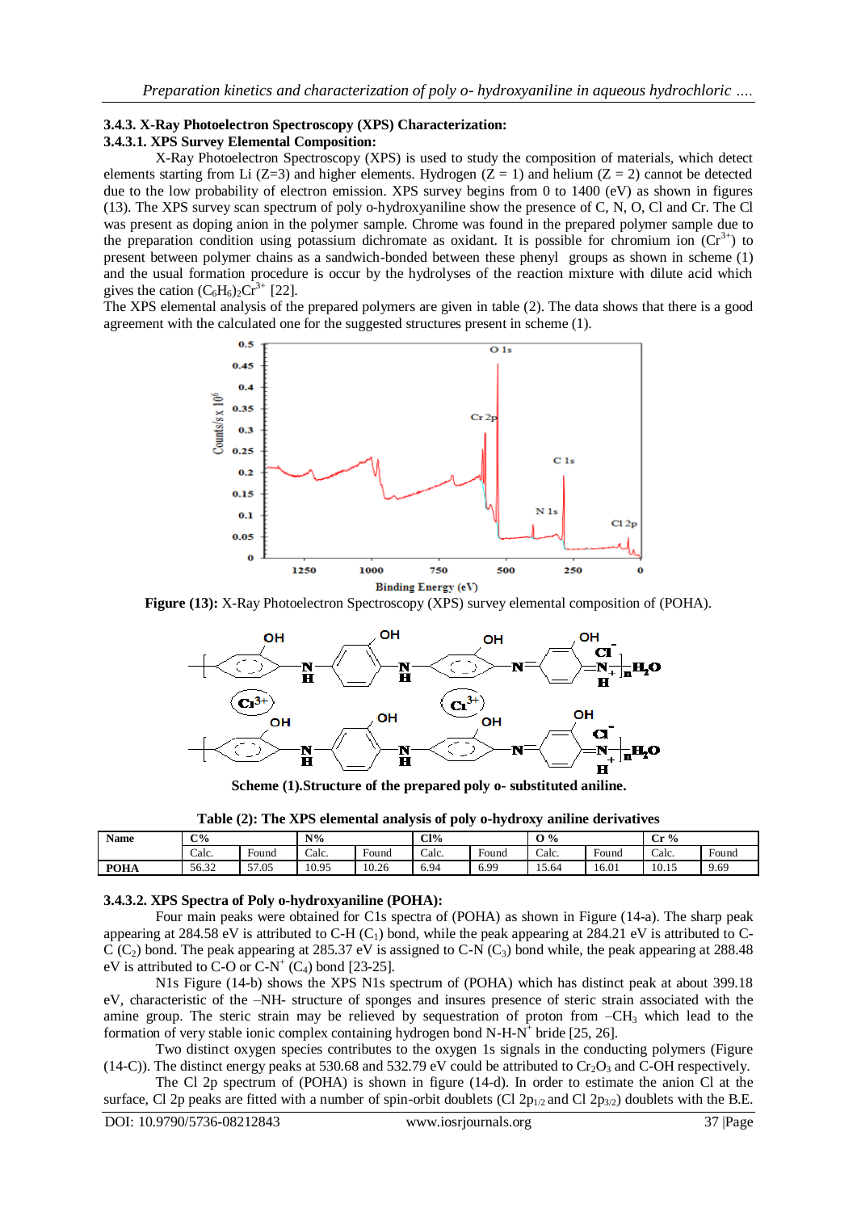### 3.4.3. X-Ray Photoelectron Spectroscopy (XPS) Characterization:

#### 3.4.3.1. XPS Survey Elemental Composition:

X-Ray Photoelectron Spectroscopy (XPS) is used to study the composition of materials, which detect elements starting from Li (Z=3) and higher elements. Hydrogen (Z = 1) and helium (Z = 2) cannot be detected due to the low probability of electron emission. XPS survey begins from 0 to 1400 (eV) as shown in figures (13). The XPS survey scan spectrum of poly o-hydroxyaniline show the presence of C, N, O, Cl and Cr. The Cl was present as doping anion in the polymer sample. Chrome was found in the prepared polymer sample due to the preparation condition using potassium dichromate as oxidant. It is possible for chromium ion ($Cr^{3+}$) to present between polymer chains as a sandwich-bonded between these phenyl groups as shown in scheme (1) and the usual formation procedure is occur by the hydrolyses of the reaction mixture with dilute acid which gives the cation $(C_6H_6)_2Cr^{3+}$ [22].

The XPS elemental analysis of the prepared polymers are given in table (2). The data shows that there is a good agreement with the calculated one for the suggested structures present in scheme (1).

**Figure (13):** X-Ray Photoelectron Spectroscopy (XPS) survey elemental composition of (POHA).

**Scheme (1).Structure of the prepared poly o- substituted aniline.**

**Table (2): The XPS elemental analysis of poly o-hydroxy aniline derivatives**

| Name | C% | | N% | | Cl% | | O % | | Cr % | |
|---|---|---|---|---|---|---|---|---|---|---|
| | Calc. | Found | Calc. | Found | Calc. | Found | Calc. | Found | Calc. | Found |
| **POHA** | 56.32 | 57.05 | 10.95 | 10.26 | 6.94 | 6.99 | 15.64 | 16.01 | 10.15 | 9.69 |

#### 3.4.3.2. XPS Spectra of Poly o-hydroxyaniline (POHA):

Four main peaks were obtained for C1s spectra of (POHA) as shown in Figure (14-a). The sharp peak appearing at 284.58 eV is attributed to C-H ($C_1$) bond, while the peak appearing at 284.21 eV is attributed to C-C ($C_2$) bond. The peak appearing at 285.37 eV is assigned to C-N ($C_3$) bond while, the peak appearing at 288.48 eV is attributed to C-O or C-$N^+$ ($C_4$) bond [23-25].

N1s Figure (14-b) shows the XPS N1s spectrum of (POHA) which has distinct peak at about 399.18 eV, characteristic of the –NH- structure of sponges and insures presence of steric strain associated with the amine group. The steric strain may be relieved by sequestration of proton from $-CH_3$ which lead to the formation of very stable ionic complex containing hydrogen bond N-H-$N^+$ bride [25, 26].

Two distinct oxygen species contributes to the oxygen 1s signals in the conducting polymers (Figure (14-C)). The distinct energy peaks at 530.68 and 532.79 eV could be attributed to $Cr_2O_3$ and C-OH respectively.

The Cl 2p spectrum of (POHA) is shown in figure (14-d). In order to estimate the anion Cl at the surface, Cl 2p peaks are fitted with a number of spin-orbit doublets (Cl $2p_{1/2}$ and Cl $2p_{3/2}$) doublets with the B.E.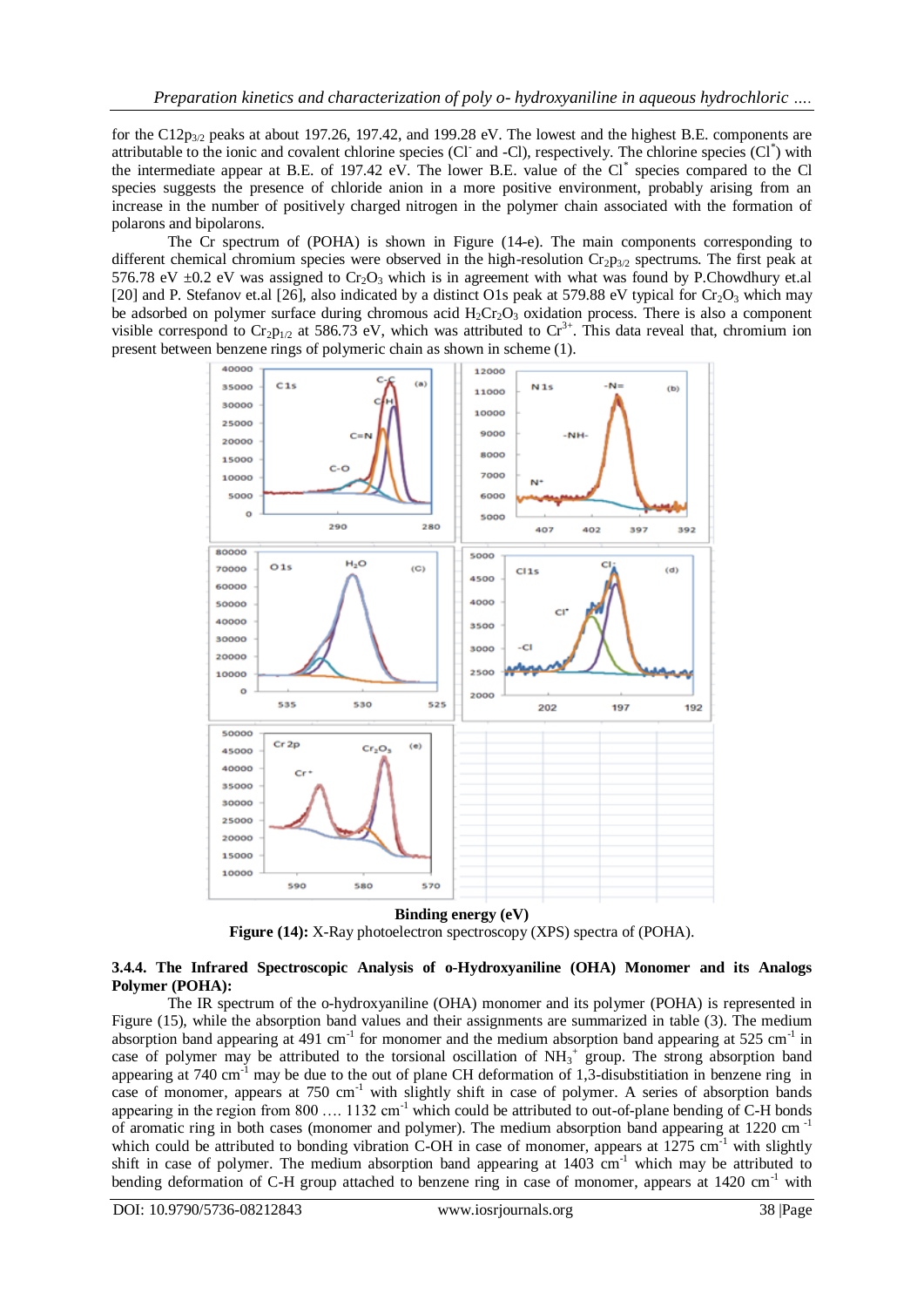for the $C12p_{3/2}$ peaks at about 197.26, 197.42, and 199.28 eV. The lowest and the highest B.E. components are attributable to the ionic and covalent chlorine species ($Cl^-$ and -Cl), respectively. The chlorine species ($Cl^*$) with the intermediate appear at B.E. of 197.42 eV. The lower B.E. value of the $Cl^*$ species compared to the Cl species suggests the presence of chloride anion in a more positive environment, probably arising from an increase in the number of positively charged nitrogen in the polymer chain associated with the formation of polarons and bipolarons.

The Cr spectrum of (POHA) is shown in Figure (14-e). The main components corresponding to different chemical chromium species were observed in the high-resolution $Cr_2p_{3/2}$ spectrums. The first peak at 576.78 eV ±0.2 eV was assigned to $Cr_2O_3$ which is in agreement with what was found by P.Chowdhury et.al [20] and P. Stefanov et.al [26], also indicated by a distinct O1s peak at 579.88 eV typical for $Cr_2O_3$ which may be adsorbed on polymer surface during chromous acid $H_2Cr_2O_3$ oxidation process. There is also a component visible correspond to $Cr_2p_{1/2}$ at 586.73 eV, which was attributed to $Cr^{3+}$. This data reveal that, chromium ion present between benzene rings of polymeric chain as shown in scheme (1).

**Binding energy (eV)**

**Figure (14):** X-Ray photoelectron spectroscopy (XPS) spectra of (POHA).

### 3.4.4. The Infrared Spectroscopic Analysis of o-Hydroxyaniline (OHA) Monomer and its Analogs Polymer (POHA):

The IR spectrum of the o-hydroxyaniline (OHA) monomer and its polymer (POHA) is represented in Figure (15), while the absorption band values and their assignments are summarized in table (3). The medium absorption band appearing at 491 $cm^{-1}$ for monomer and the medium absorption band appearing at 525 $cm^{-1}$ in case of polymer may be attributed to the torsional oscillation of $NH_3^+$ group. The strong absorption band appearing at 740 $cm^{-1}$ may be due to the out of plane CH deformation of 1,3-disubstitiation in benzene ring in case of monomer, appears at 750 $cm^{-1}$ with slightly shift in case of polymer. A series of absorption bands appearing in the region from 800 …. 1132 $cm^{-1}$ which could be attributed to out-of-plane bending of C-H bonds of aromatic ring in both cases (monomer and polymer). The medium absorption band appearing at 1220 $cm^{-1}$ which could be attributed to bonding vibration C-OH in case of monomer, appears at 1275 $cm^{-1}$ with slightly shift in case of polymer. The medium absorption band appearing at 1403 $cm^{-1}$ which may be attributed to bending deformation of C-H group attached to benzene ring in case of monomer, appears at 1420 $cm^{-1}$ with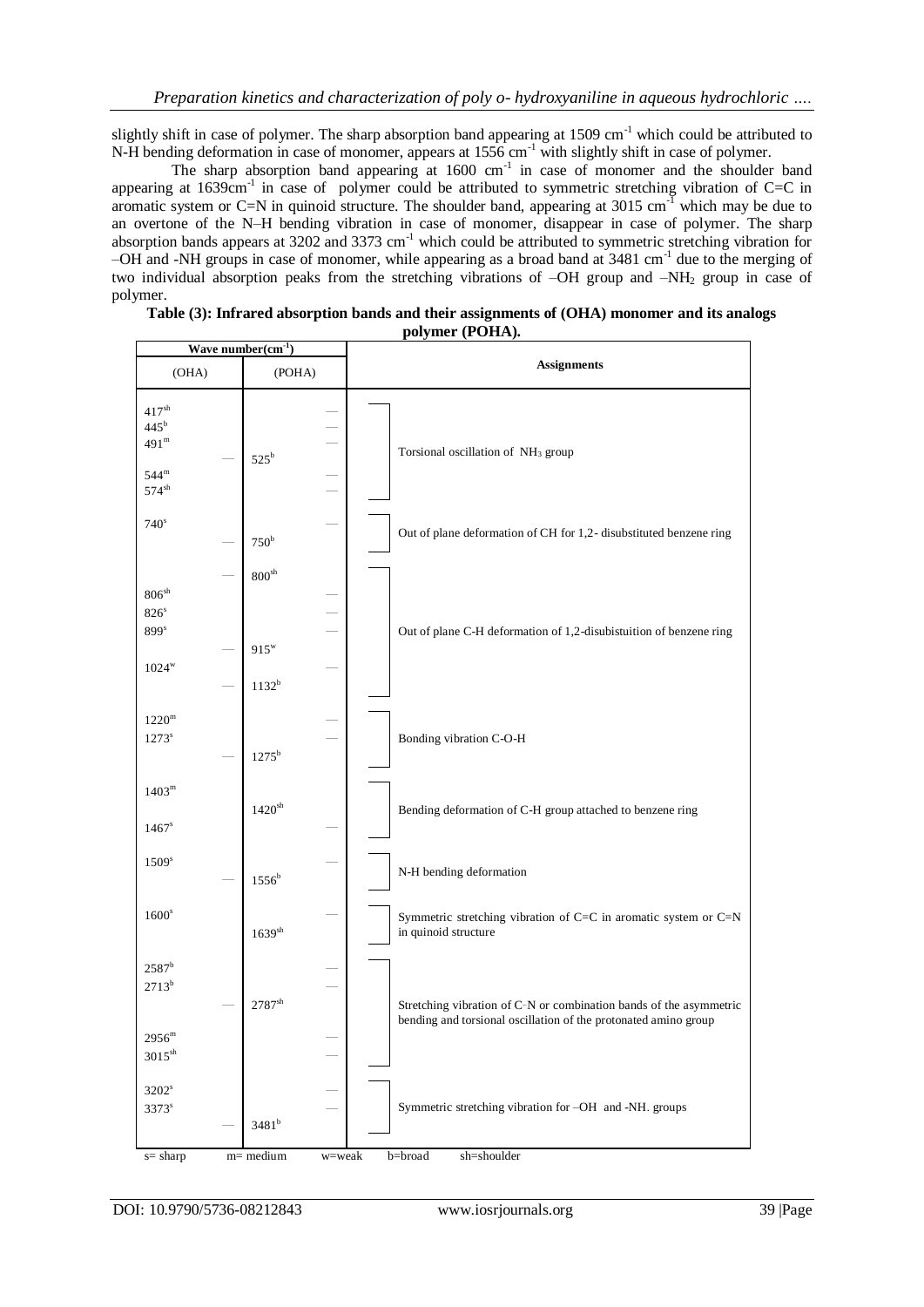slightly shift in case of polymer. The sharp absorption band appearing at 1509 cm$^{-1}$ which could be attributed to N-H bending deformation in case of monomer, appears at 1556 cm$^{-1}$ with slightly shift in case of polymer.

The sharp absorption band appearing at 1600 cm$^{-1}$ in case of monomer and the shoulder band appearing at 1639cm$^{-1}$ in case of polymer could be attributed to symmetric stretching vibration of C=C in aromatic system or C=N in quinoid structure. The shoulder band, appearing at 3015 cm$^{-1}$ which may be due to an overtone of the N–H bending vibration in case of monomer, disappear in case of polymer. The sharp absorption bands appears at 3202 and 3373 cm$^{-1}$ which could be attributed to symmetric stretching vibration for –OH and -NH groups in case of monomer, while appearing as a broad band at 3481 cm$^{-1}$ due to the merging of two individual absorption peaks from the stretching vibrations of –OH group and $–NH_2$ group in case of polymer.

**Table (3): Infrared absorption bands and their assignments of (OHA) monomer and its analogs polymer (POHA).**

| Wave number(cm$^{-1}$) (OHA) | Wave number(cm$^{-1}$) (POHA) | Assignments |
|---|---|---|
| $417^{sh}$ | — | Torsional oscillation of $NH_3$ group |
| $445^{b}$ | — | |
| $491^{m}$ | — | |
| — | $525^{b}$ | |
| $544^{m}$ | — | |
| $574^{sh}$ | — | |
| $740^{s}$ | — | Out of plane deformation of CH for 1,2- disubstituted benzene ring |
| — | $750^{b}$ | |
| — | $800^{sh}$ | Out of plane C-H deformation of 1,2-disubistuition of benzene ring |
| $806^{sh}$ | — | |
| $826^{s}$ | — | |
| $899^{s}$ | — | |
| — | $915^{w}$ | |
| $1024^{w}$ | — | |
| — | $1132^{b}$ | |
| $1220^{m}$ | — | Bonding vibration C-O-H |
| $1273^{s}$ | — | |
| — | $1275^{b}$ | |
| $1403^{m}$ | $1420^{sh}$ | Bending deformation of C-H group attached to benzene ring |
| $1467^{s}$ | — | |
| $1509^{s}$ | — | N-H bending deformation |
| — | $1556^{b}$ | |
| $1600^{s}$ | — | Symmetric stretching vibration of C=C in aromatic system or C=N in quinoid structure |
| | $1639^{sh}$ | |
| $2587^{b}$ | — | Stretching vibration of C–N or combination bands of the asymmetric bending and torsional oscillation of the protonated amino group |
| $2713^{b}$ | — | |
| — | $2787^{sh}$ | |
| $2956^{m}$ | — | |
| $3015^{sh}$ | — | |
| $3202^{s}$ | — | Symmetric stretching vibration for –OH and -NH. groups |
| $3373^{s}$ | — | |
| — | $3481^{b}$ | |

s= sharp m= medium w=weak b=broad sh=shoulder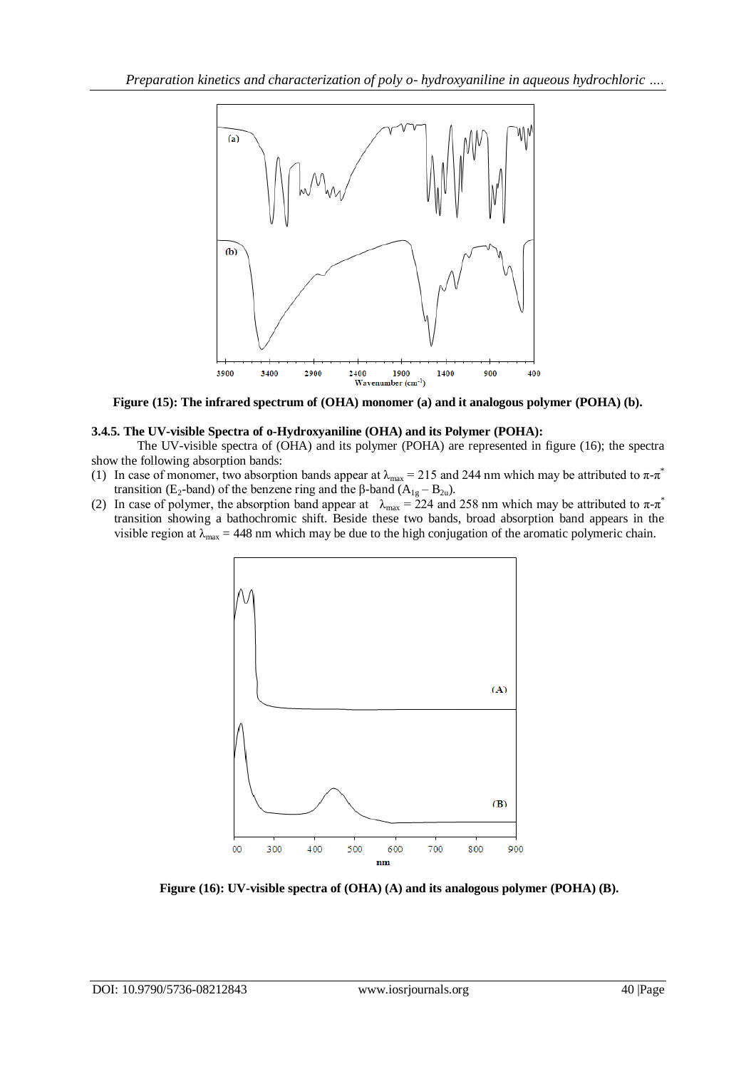Figure (15): The infrared spectrum of (OHA) monomer (a) and it analogous polymer (POHA) (b).

### 3.4.5. The UV-visible Spectra of o-Hydroxyaniline (OHA) and its Polymer (POHA):

The UV-visible spectra of (OHA) and its polymer (POHA) are represented in figure (16); the spectra show the following absorption bands:

(1) In case of monomer, two absorption bands appear at $\lambda_{max}$ = 215 and 244 nm which may be attributed to $\pi$-$\pi^*$ transition ($E_2$-band) of the benzene ring and the β-band ($A_{1g} - B_{2u}$).

(2) In case of polymer, the absorption band appear at $\lambda_{max}$ = 224 and 258 nm which may be attributed to $\pi$-$\pi^*$ transition showing a bathochromic shift. Beside these two bands, broad absorption band appears in the visible region at $\lambda_{max}$ = 448 nm which may be due to the high conjugation of the aromatic polymeric chain.

Figure (16): UV-visible spectra of (OHA) (A) and its analogous polymer (POHA) (B).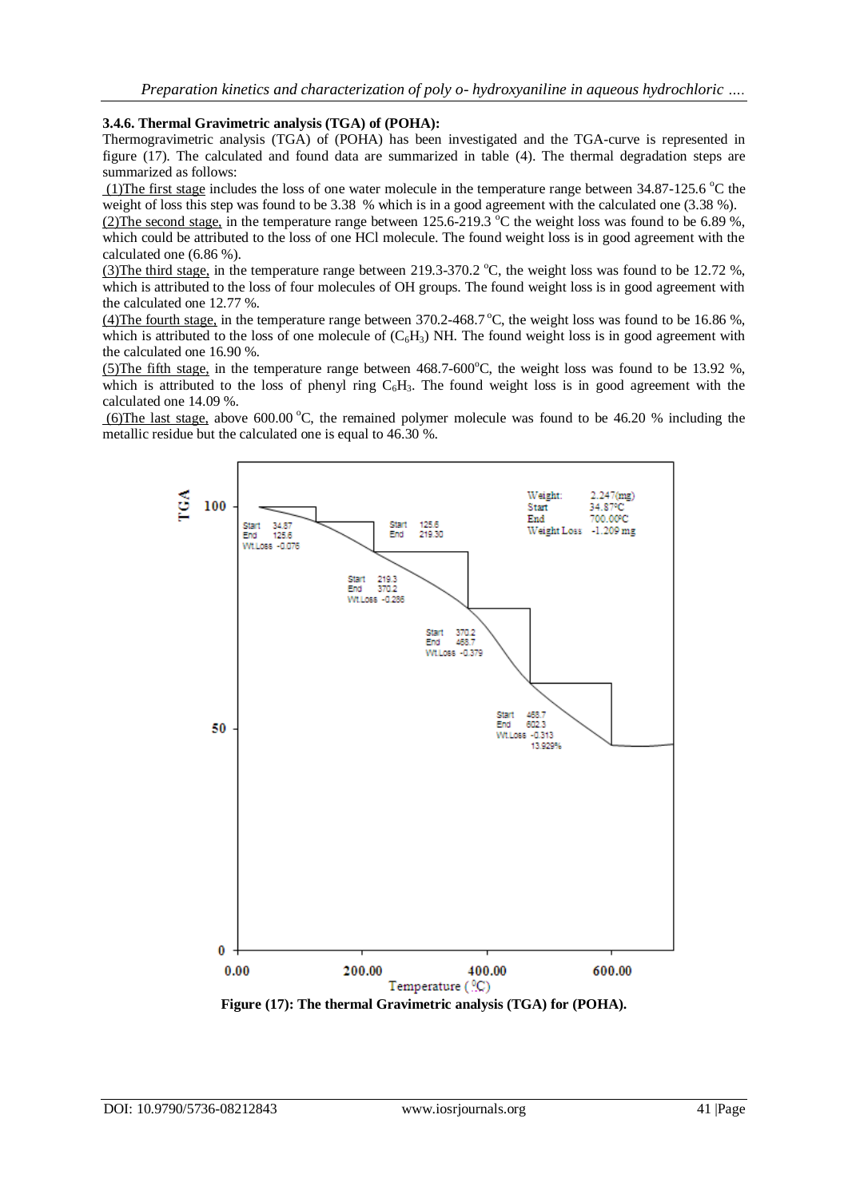### 3.4.6. Thermal Gravimetric analysis (TGA) of (POHA):

Thermogravimetric analysis (TGA) of (POHA) has been investigated and the TGA-curve is represented in figure (17). The calculated and found data are summarized in table (4). The thermal degradation steps are summarized as follows:

(1)The first stage includes the loss of one water molecule in the temperature range between 34.87-125.6 $^{o}$C the weight of loss this step was found to be 3.38 % which is in a good agreement with the calculated one (3.38 %).

(2)The second stage, in the temperature range between 125.6-219.3 $^{o}$C the weight loss was found to be 6.89 %, which could be attributed to the loss of one HCl molecule. The found weight loss is in good agreement with the calculated one (6.86 %).

(3)The third stage, in the temperature range between 219.3-370.2 $^{o}$C, the weight loss was found to be 12.72 %, which is attributed to the loss of four molecules of OH groups. The found weight loss is in good agreement with the calculated one 12.77 %.

(4)The fourth stage, in the temperature range between 370.2-468.7 $^{o}$C, the weight loss was found to be 16.86 %, which is attributed to the loss of one molecule of ($C_6H_3$) NH. The found weight loss is in good agreement with the calculated one 16.90 %.

(5)The fifth stage, in the temperature range between 468.7-600$^{o}$C, the weight loss was found to be 13.92 %, which is attributed to the loss of phenyl ring $C_6H_3$. The found weight loss is in good agreement with the calculated one 14.09 %.

(6)The last stage, above 600.00 $^{o}$C, the remained polymer molecule was found to be 46.20 % including the metallic residue but the calculated one is equal to 46.30 %.

**Figure (17): The thermal Gravimetric analysis (TGA) for (POHA).**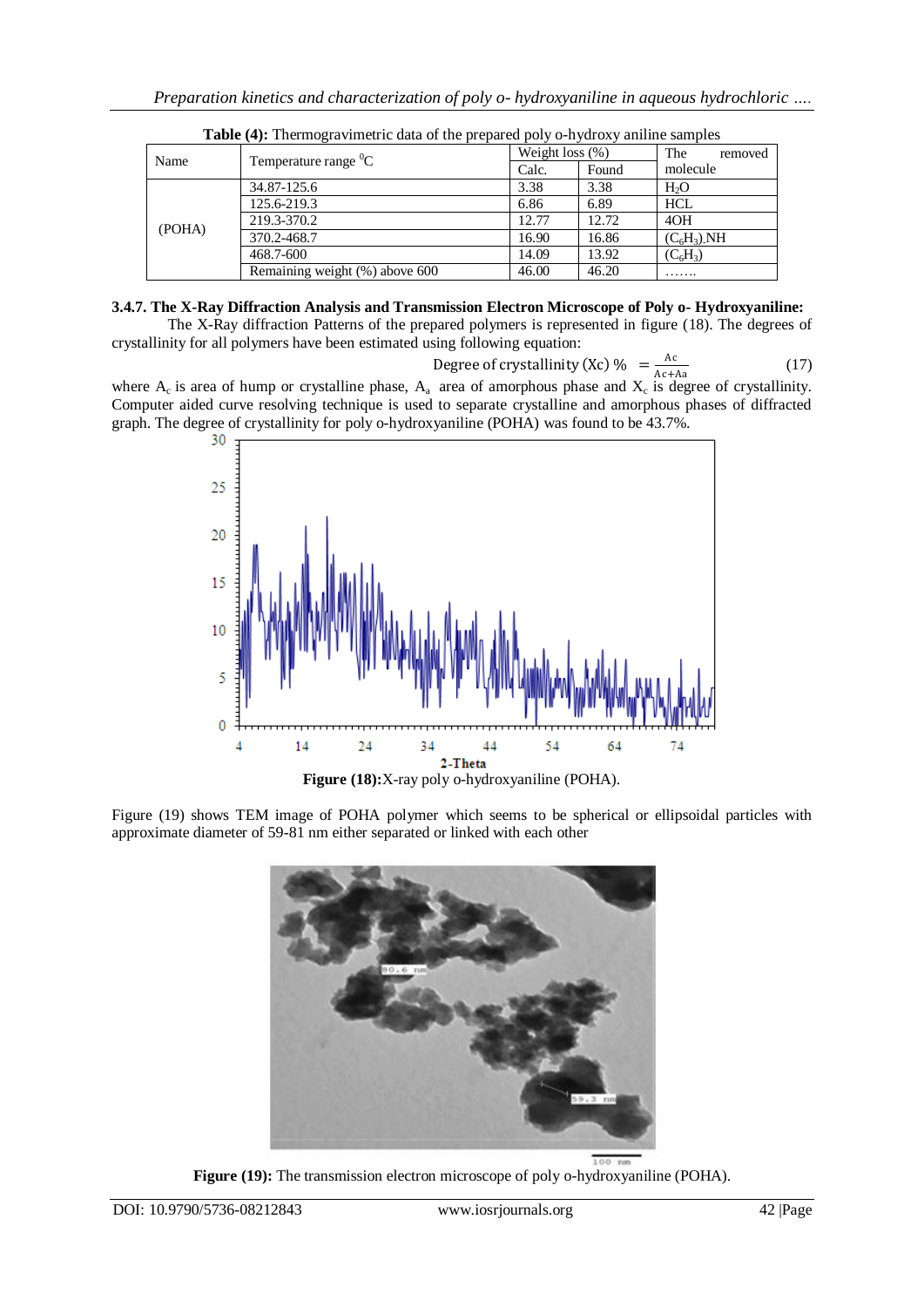**Table (4):** Thermogravimetric data of the prepared poly o-hydroxy aniline samples

| Name | Temperature range $^0$C | Weight loss (%) | | The removed molecule |
|---|---|---|---|---|
| | | Calc. | Found | |
| (POHA) | 34.87-125.6 | 3.38 | 3.38 | $H_2O$ |
| | 125.6-219.3 | 6.86 | 6.89 | HCL |
| | 219.3-370.2 | 12.77 | 12.72 | 4OH |
| | 370.2-468.7 | 16.90 | 16.86 | $(C_6H_3)$.NH |
| | 468.7-600 | 14.09 | 13.92 | $(C_6H_3)$ |
| | Remaining weight (%) above 600 | 46.00 | 46.20 | ……. |

### 3.4.7. The X-Ray Diffraction Analysis and Transmission Electron Microscope of Poly o- Hydroxyaniline:

The X-Ray diffraction Patterns of the prepared polymers is represented in figure (18). The degrees of crystallinity for all polymers have been estimated using following equation:

$$\text{Degree of crystallinity (Xc) \%} = \frac{Ac}{Ac+Aa} \quad (17)$$

where $A_c$ is area of hump or crystalline phase, $A_a$ area of amorphous phase and $X_c$ is degree of crystallinity. Computer aided curve resolving technique is used to separate crystalline and amorphous phases of diffracted graph. The degree of crystallinity for poly o-hydroxyaniline (POHA) was found to be 43.7%.

**Figure (18):** X-ray poly o-hydroxyaniline (POHA).

Figure (19) shows TEM image of POHA polymer which seems to be spherical or ellipsoidal particles with approximate diameter of 59-81 nm either separated or linked with each other

**Figure (19):** The transmission electron microscope of poly o-hydroxyaniline (POHA).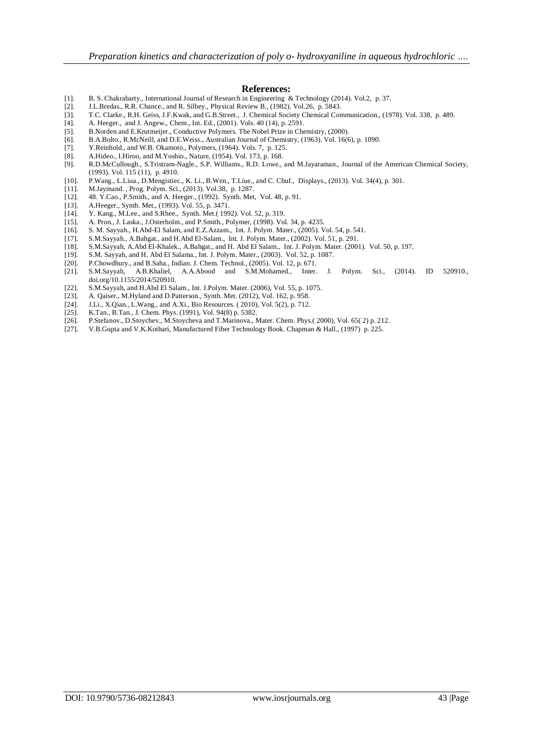## References:

[1]. B. S. Chakrabarty., International Journal of Research in Engineering & Technology (2014). Vol.2, p. 37.
[2]. J.L.Bredas., R.R. Chance., and R. Silbey., Physical Review B., (1982). Vol.26, p. 5843.
[3]. T.C. Clarke., R.H. Geiss, J.F.Kwak, and G.B.Street., J. Chemical Society Chemical Communication., (1978). Vol. 338, p. 489.
[4]. A. Heeger., and J. Angew., Chem., Int. Ed., (2001). Vols. 40 (14), p. 2591.
[5]. B.Norden and E.Krutmeijer., Conductive Polymers. The Nobel Prize in Chemistry, (2000).
[6]. B.A.Bolto., R.McNeill, and D.E.Weiss., Australian Journal of Chemistry, (1963). Vol. 16(6), p. 1090.
[7]. Y.Reinhold., and W.B. Okamoto., Polymers, (1964). Vols. 7, p. 125.
[8]. A.Hideo., I.Hiroo, and M.Yoshio., Nature, (1954). Vol. 173, p. 168.
[9]. R.D.McCullough., S.Tristram-Nagle., S.P. Williams., R.D. Lowe., and M.Jayaraman., Journal of the American Chemical Society, (1993). Vol. 115 (11), p. 4910.
[10]. P.Wang., L.Liua., D.Mengistiec., K. Li., B.Wen., T.Liue., and C. Chuf., Displays., (2013). Vol. 34(4), p. 301.
[11]. M.Jaymand. , Prog. Polym. Sci., (2013). Vol.38, p. 1287.
[12]. 48. Y.Cao., P.Smith., and A. Heeger., (1992). Synth. Met, Vol. 48, p. 91.
[13]. A.Heeger., Synth. Met., (1993). Vol. 55, p. 3471.
[14]. Y. Kang., M.Lee., and S.Rhee., Synth. Met.( 1992). Vol. 52, p. 319.
[15]. A. Pron., J. Laska., J.Osterholm., and P.Smith., Polymer, (1998). Vol. 34, p. 4235.
[16]. S. M. Sayyah., H.Abd-El Salam, and E.Z.Azzam., Int. J. Polym. Mater., (2005). Vol. 54, p. 541.
[17]. S.M.Sayyah., A.Bahgat., and H.Abd El-Salam., Int. J. Polym. Mater., (2002). Vol. 51, p. 291.
[18]. S.M.Sayyah, A.Abd El-Khalek., A.Bahgat., and H. Abd El Salam., Int. J. Polym. Mater. (2001). Vol. 50, p. 197.
[19]. S.M. Sayyah, and H. Abd El Salama., Int. J. Polym. Mater., (2003). Vol. 52, p. 1087.
[20]. P.Chowdhury., and B.Saha., Indian. J. Chem. Technol., (2005). Vol. 12, p. 671.
[21]. S.M.Sayyah, A.B.Khaliel, A.A.Abood and S.M.Mohamed., Inter. J. Polym. Sci., (2014). ID 520910., doi.org/10.1155/2014/520910.
[22]. S.M.Sayyah, and H.Abd El Salam., Int. J.Polym. Mater. (2006), Vol. 55, p. 1075.
[23]. A. Qaiser., M.Hyland and D.Patterson., Synth. Met. (2012), Vol. 162, p. 958.
[24]. J.Li., X.Qian., L.Wang., and A.Xi., Bio Resources. ( 2010), Vol. 5(2), p. 712.
[25]. K.Tan., B.Tan., J. Chem. Phys. (1991), Vol. 94(8) p. 5382.
[26]. P.Stefanov., D.Stoychev., M.Stoycheva and T.Marinova., Mater. Chem. Phys.( 2000), Vol. 65( 2) p. 212.
[27]. V.B.Gupta and V.K.Kothari, Manufactured Fiber Technology Book. Chapman & Hall., (1997) p. 225.